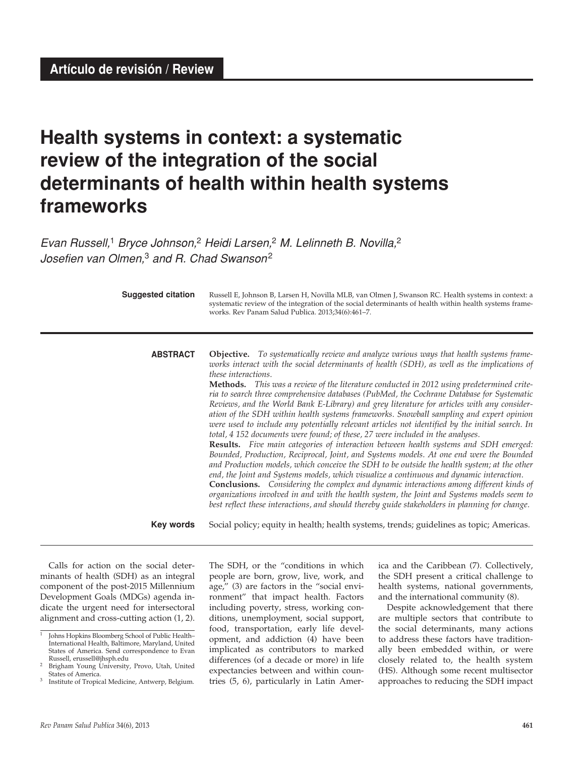**Artículo de revisión / Review**

# Health systems in context: a systematic review of the integration of the social determinants of health within health systems frameworks

*Evan Russell,*[1] *Bryce Johnson,*[2] *Heidi Larsen,*[2] *M. Lelinneth B. Novilla,*[2] *Josefien van Olmen,*[3] *and R. Chad Swanson*[2]

**Suggested citation** Russell E, Johnson B, Larsen H, Novilla MLB, van Olmen J, Swanson RC. Health systems in context: a systematic review of the integration of the social determinants of health within health systems frameworks. Rev Panam Salud Publica. 2013;34(6):461–7.

**ABSTRACT**

**Objective.** *To systematically review and analyze various ways that health systems frameworks interact with the social determinants of health (SDH), as well as the implications of these interactions.*

**Methods.** *This was a review of the literature conducted in 2012 using predetermined criteria to search three comprehensive databases (PubMed, the Cochrane Database for Systematic Reviews, and the World Bank E-Library) and grey literature for articles with any consideration of the SDH within health systems frameworks. Snowball sampling and expert opinion were used to include any potentially relevant articles not identified by the initial search. In total, 4 152 documents were found; of these, 27 were included in the analyses.*

**Results.** *Five main categories of interaction between health systems and SDH emerged: Bounded, Production, Reciprocal, Joint, and Systems models. At one end were the Bounded and Production models, which conceive the SDH to be outside the health system; at the other end, the Joint and Systems models, which visualize a continuous and dynamic interaction.*

**Conclusions.** *Considering the complex and dynamic interactions among different kinds of organizations involved in and with the health system, the Joint and Systems models seem to best reflect these interactions, and should thereby guide stakeholders in planning for change.*

**Key words** Social policy; equity in health; health systems, trends; guidelines as topic; Americas.

---

Calls for action on the social determinants of health (SDH) as an integral component of the post-2015 Millennium Development Goals (MDGs) agenda indicate the urgent need for intersectoral alignment and cross-cutting action (1, 2). The SDH, or the "conditions in which people are born, grow, live, work, and age," (3) are factors in the "social environment" that impact health. Factors including poverty, stress, working conditions, unemployment, social support, food, transportation, early life development, and addiction (4) have been implicated as contributors to marked differences (of a decade or more) in life expectancies between and within countries (5, 6), particularly in Latin America and the Caribbean (7). Collectively, the SDH present a critical challenge to health systems, national governments, and the international community (8).

Despite acknowledgement that there are multiple sectors that contribute to the social determinants, many actions to address these factors have traditionally been embedded within, or were closely related to, the health system (HS). Although some recent multisector approaches to reducing the SDH impact

---

[1] Johns Hopkins Bloomberg School of Public Health–International Health, Baltimore, Maryland, United States of America. Send correspondence to Evan Russell, erussell@jhsph.edu

[2] Brigham Young University, Provo, Utah, United States of America.

[3] Institute of Tropical Medicine, Antwerp, Belgium.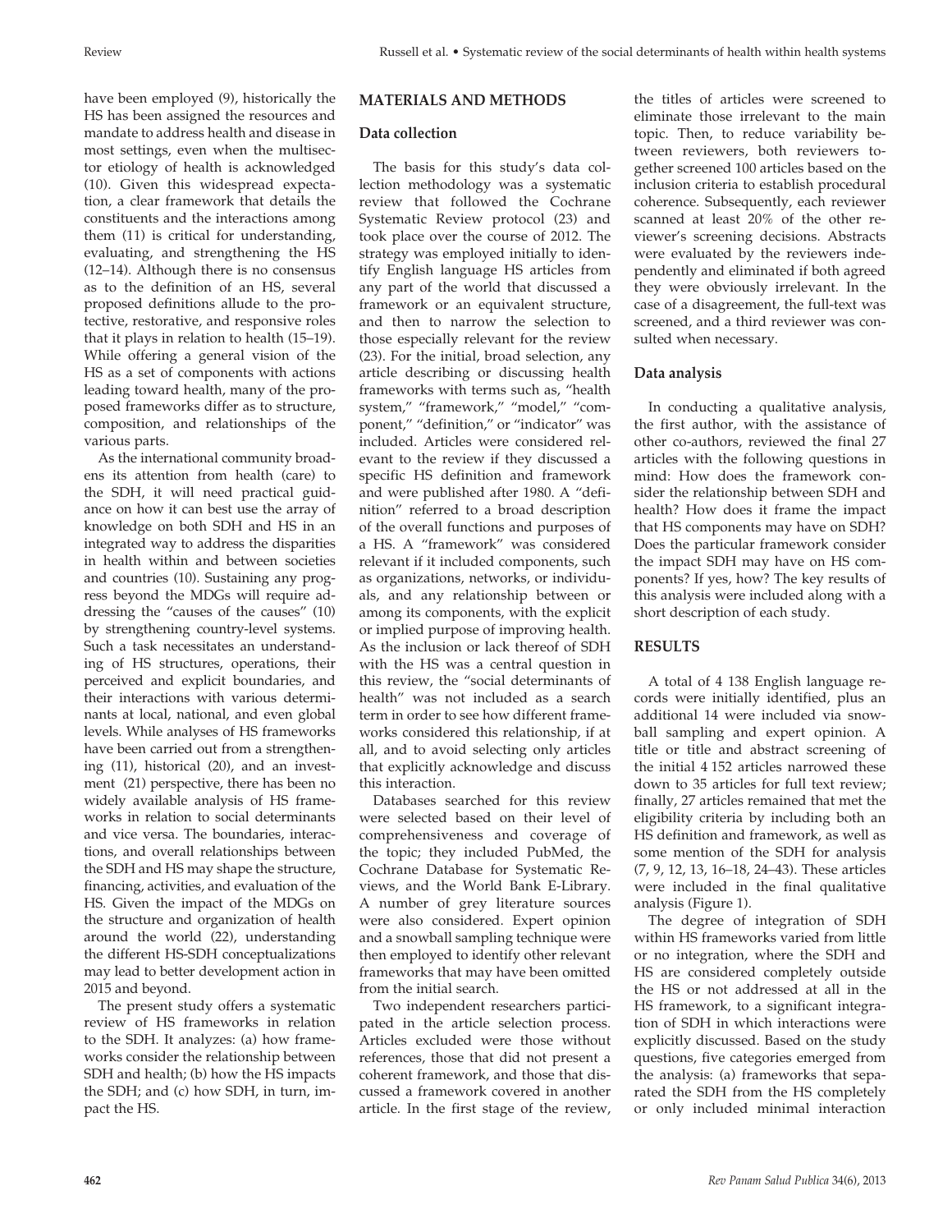have been employed (9), historically the HS has been assigned the resources and mandate to address health and disease in most settings, even when the multisector etiology of health is acknowledged (10). Given this widespread expectation, a clear framework that details the constituents and the interactions among them (11) is critical for understanding, evaluating, and strengthening the HS (12–14). Although there is no consensus as to the definition of an HS, several proposed definitions allude to the protective, restorative, and responsive roles that it plays in relation to health (15–19). While offering a general vision of the HS as a set of components with actions leading toward health, many of the proposed frameworks differ as to structure, composition, and relationships of the various parts.

As the international community broadens its attention from health (care) to the SDH, it will need practical guidance on how it can best use the array of knowledge on both SDH and HS in an integrated way to address the disparities in health within and between societies and countries (10). Sustaining any progress beyond the MDGs will require addressing the "causes of the causes" (10) by strengthening country-level systems. Such a task necessitates an understanding of HS structures, operations, their perceived and explicit boundaries, and their interactions with various determinants at local, national, and even global levels. While analyses of HS frameworks have been carried out from a strengthening (11), historical (20), and an investment (21) perspective, there has been no widely available analysis of HS frameworks in relation to social determinants and vice versa. The boundaries, interactions, and overall relationships between the SDH and HS may shape the structure, financing, activities, and evaluation of the HS. Given the impact of the MDGs on the structure and organization of health around the world (22), understanding the different HS-SDH conceptualizations may lead to better development action in 2015 and beyond.

The present study offers a systematic review of HS frameworks in relation to the SDH. It analyzes: (a) how frameworks consider the relationship between SDH and health; (b) how the HS impacts the SDH; and (c) how SDH, in turn, impact the HS.

## MATERIALS AND METHODS

### Data collection

The basis for this study's data collection methodology was a systematic review that followed the Cochrane Systematic Review protocol (23) and took place over the course of 2012. The strategy was employed initially to identify English language HS articles from any part of the world that discussed a framework or an equivalent structure, and then to narrow the selection to those especially relevant for the review (23). For the initial, broad selection, any article describing or discussing health frameworks with terms such as, "health system," "framework," "model," "component," "definition," or "indicator" was included. Articles were considered relevant to the review if they discussed a specific HS definition and framework and were published after 1980. A "definition" referred to a broad description of the overall functions and purposes of a HS. A "framework" was considered relevant if it included components, such as organizations, networks, or individuals, and any relationship between or among its components, with the explicit or implied purpose of improving health. As the inclusion or lack thereof of SDH with the HS was a central question in this review, the "social determinants of health" was not included as a search term in order to see how different frameworks considered this relationship, if at all, and to avoid selecting only articles that explicitly acknowledge and discuss this interaction.

Databases searched for this review were selected based on their level of comprehensiveness and coverage of the topic; they included PubMed, the Cochrane Database for Systematic Reviews, and the World Bank E-Library. A number of grey literature sources were also considered. Expert opinion and a snowball sampling technique were then employed to identify other relevant frameworks that may have been omitted from the initial search.

Two independent researchers participated in the article selection process. Articles excluded were those without references, those that did not present a coherent framework, and those that discussed a framework covered in another article. In the first stage of the review, the titles of articles were screened to eliminate those irrelevant to the main topic. Then, to reduce variability between reviewers, both reviewers together screened 100 articles based on the inclusion criteria to establish procedural coherence. Subsequently, each reviewer scanned at least 20% of the other reviewer's screening decisions. Abstracts were evaluated by the reviewers independently and eliminated if both agreed they were obviously irrelevant. In the case of a disagreement, the full-text was screened, and a third reviewer was consulted when necessary.

### Data analysis

In conducting a qualitative analysis, the first author, with the assistance of other co-authors, reviewed the final 27 articles with the following questions in mind: How does the framework consider the relationship between SDH and health? How does it frame the impact that HS components may have on SDH? Does the particular framework consider the impact SDH may have on HS components? If yes, how? The key results of this analysis were included along with a short description of each study.

## RESULTS

A total of 4 138 English language records were initially identified, plus an additional 14 were included via snowball sampling and expert opinion. A title or title and abstract screening of the initial 4 152 articles narrowed these down to 35 articles for full text review; finally, 27 articles remained that met the eligibility criteria by including both an HS definition and framework, as well as some mention of the SDH for analysis (7, 9, 12, 13, 16–18, 24–43). These articles were included in the final qualitative analysis (Figure 1).

The degree of integration of SDH within HS frameworks varied from little or no integration, where the SDH and HS are considered completely outside the HS or not addressed at all in the HS framework, to a significant integration of SDH in which interactions were explicitly discussed. Based on the study questions, five categories emerged from the analysis: (a) frameworks that separated the SDH from the HS completely or only included minimal interaction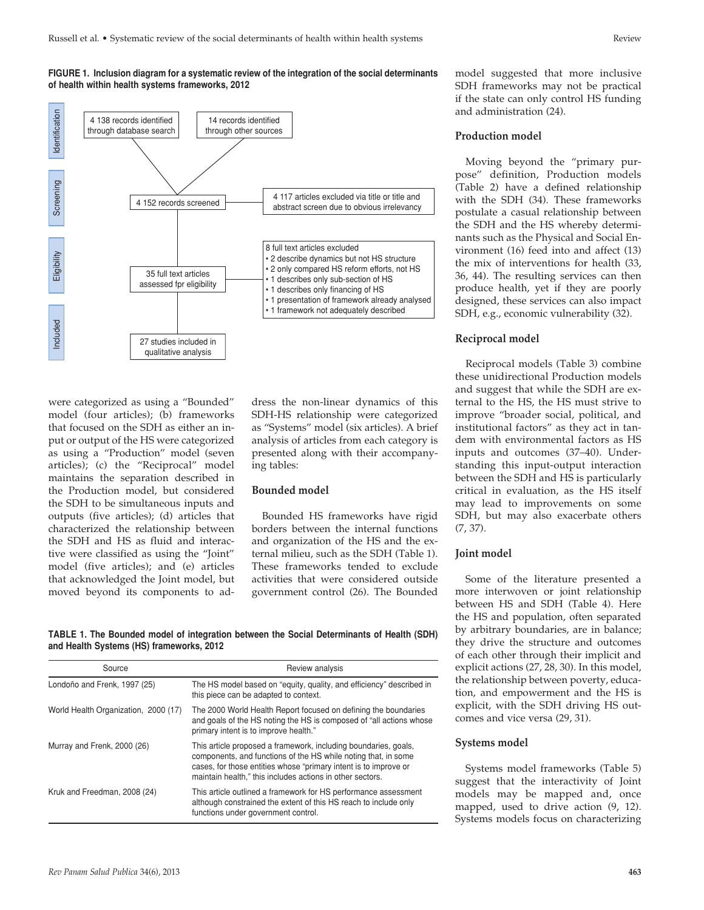**FIGURE 1. Inclusion diagram for a systematic review of the integration of the social determinants of health within health systems frameworks, 2012**

Identification

4 138 records identified through database search

14 records identified through other sources

Screening

4 152 records screened

4 117 articles excluded via title or title and abstract screen due to obvious irrelevancy

Eligibility

35 full text articles assessed fpr eligibility

8 full text articles excluded
- 2 describe dynamics but not HS structure
- 2 only compared HS reform efforts, not HS
- 1 describes only sub-section of HS
- 1 describes only financing of HS
- 1 presentation of framework already analysed
- 1 framework not adequately described

Included

27 studies included in qualitative analysis

were categorized as using a "Bounded" model (four articles); (b) frameworks that focused on the SDH as either an input or output of the HS were categorized as using a "Production" model (seven articles); (c) the "Reciprocal" model maintains the separation described in the Production model, but considered the SDH to be simultaneous inputs and outputs (five articles); (d) articles that characterized the relationship between the SDH and HS as fluid and interactive were classified as using the "Joint" model (five articles); and (e) articles that acknowledged the Joint model, but moved beyond its components to address the non-linear dynamics of this SDH-HS relationship were categorized as "Systems" model (six articles). A brief analysis of articles from each category is presented along with their accompanying tables:

## Bounded model

Bounded HS frameworks have rigid borders between the internal functions and organization of the HS and the external milieu, such as the SDH (Table 1). These frameworks tended to exclude activities that were considered outside government control (26). The Bounded model suggested that more inclusive SDH frameworks may not be practical if the state can only control HS funding and administration (24).

**TABLE 1. The Bounded model of integration between the Social Determinants of Health (SDH) and Health Systems (HS) frameworks, 2012**

| Source | Review analysis |
|---|---|
| Londoño and Frenk, 1997 (25) | The HS model based on "equity, quality, and efficiency" described in this piece can be adapted to context. |
| World Health Organization, 2000 (17) | The 2000 World Health Report focused on defining the boundaries and goals of the HS noting the HS is composed of "all actions whose primary intent is to improve health." |
| Murray and Frenk, 2000 (26) | This article proposed a framework, including boundaries, goals, components, and functions of the HS while noting that, in some cases, for those entities whose "primary intent is to improve or maintain health," this includes actions in other sectors. |
| Kruk and Freedman, 2008 (24) | This article outlined a framework for HS performance assessment although constrained the extent of this HS reach to include only functions under government control. |

## Production model

Moving beyond the "primary purpose" definition, Production models (Table 2) have a defined relationship with the SDH (34). These frameworks postulate a casual relationship between the SDH and the HS whereby determinants such as the Physical and Social Environment (16) feed into and affect (13) the mix of interventions for health (33, 36, 44). The resulting services can then produce health, yet if they are poorly designed, these services can also impact SDH, e.g., economic vulnerability (32).

## Reciprocal model

Reciprocal models (Table 3) combine these unidirectional Production models and suggest that while the SDH are external to the HS, the HS must strive to improve "broader social, political, and institutional factors" as they act in tandem with environmental factors as HS inputs and outcomes (37–40). Understanding this input-output interaction between the SDH and HS is particularly critical in evaluation, as the HS itself may lead to improvements on some SDH, but may also exacerbate others (7, 37).

## Joint model

Some of the literature presented a more interwoven or joint relationship between HS and SDH (Table 4). Here the HS and population, often separated by arbitrary boundaries, are in balance; they drive the structure and outcomes of each other through their implicit and explicit actions (27, 28, 30). In this model, the relationship between poverty, education, and empowerment and the HS is explicit, with the SDH driving HS outcomes and vice versa (29, 31).

## Systems model

Systems model frameworks (Table 5) suggest that the interactivity of Joint models may be mapped and, once mapped, used to drive action (9, 12). Systems models focus on characterizing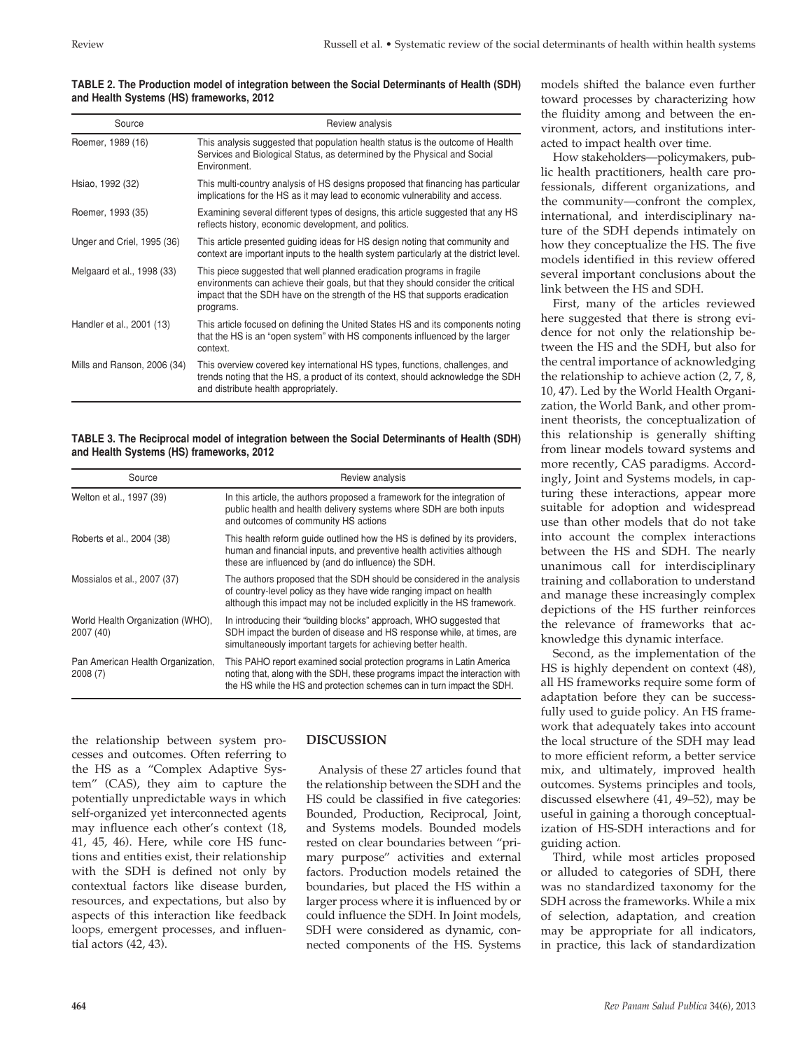**TABLE 2. The Production model of integration between the Social Determinants of Health (SDH) and Health Systems (HS) frameworks, 2012**

| Source | Review analysis |
|---|---|
| Roemer, 1989 (16) | This analysis suggested that population health status is the outcome of Health Services and Biological Status, as determined by the Physical and Social Environment. |
| Hsiao, 1992 (32) | This multi-country analysis of HS designs proposed that financing has particular implications for the HS as it may lead to economic vulnerability and access. |
| Roemer, 1993 (35) | Examining several different types of designs, this article suggested that any HS reflects history, economic development, and politics. |
| Unger and Criel, 1995 (36) | This article presented guiding ideas for HS design noting that community and context are important inputs to the health system particularly at the district level. |
| Melgaard et al., 1998 (33) | This piece suggested that well planned eradication programs in fragile environments can achieve their goals, but that they should consider the critical impact that the SDH have on the strength of the HS that supports eradication programs. |
| Handler et al., 2001 (13) | This article focused on defining the United States HS and its components noting that the HS is an "open system" with HS components influenced by the larger context. |
| Mills and Ranson, 2006 (34) | This overview covered key international HS types, functions, challenges, and trends noting that the HS, a product of its context, should acknowledge the SDH and distribute health appropriately. |

**TABLE 3. The Reciprocal model of integration between the Social Determinants of Health (SDH) and Health Systems (HS) frameworks, 2012**

| Source | Review analysis |
|---|---|
| Welton et al., 1997 (39) | In this article, the authors proposed a framework for the integration of public health and health delivery systems where SDH are both inputs and outcomes of community HS actions |
| Roberts et al., 2004 (38) | This health reform guide outlined how the HS is defined by its providers, human and financial inputs, and preventive health activities although these are influenced by (and do influence) the SDH. |
| Mossialos et al., 2007 (37) | The authors proposed that the SDH should be considered in the analysis of country-level policy as they have wide ranging impact on health although this impact may not be included explicitly in the HS framework. |
| World Health Organization (WHO), 2007 (40) | In introducing their "building blocks" approach, WHO suggested that SDH impact the burden of disease and HS response while, at times, are simultaneously important targets for achieving better health. |
| Pan American Health Organization, 2008 (7) | This PAHO report examined social protection programs in Latin America noting that, along with the SDH, these programs impact the interaction with the HS while the HS and protection schemes can in turn impact the SDH. |

the relationship between system processes and outcomes. Often referring to the HS as a "Complex Adaptive System" (CAS), they aim to capture the potentially unpredictable ways in which self-organized yet interconnected agents may influence each other's context (18, 41, 45, 46). Here, while core HS functions and entities exist, their relationship with the SDH is defined not only by contextual factors like disease burden, resources, and expectations, but also by aspects of this interaction like feedback loops, emergent processes, and influential actors (42, 43).

## DISCUSSION

Analysis of these 27 articles found that the relationship between the SDH and the HS could be classified in five categories: Bounded, Production, Reciprocal, Joint, and Systems models. Bounded models rested on clear boundaries between "primary purpose" activities and external factors. Production models retained the boundaries, but placed the HS within a larger process where it is influenced by or could influence the SDH. In Joint models, SDH were considered as dynamic, connected components of the HS. Systems models shifted the balance even further toward processes by characterizing how the fluidity among and between the environment, actors, and institutions interacted to impact health over time.

How stakeholders—policymakers, public health practitioners, health care professionals, different organizations, and the community—confront the complex, international, and interdisciplinary nature of the SDH depends intimately on how they conceptualize the HS. The five models identified in this review offered several important conclusions about the link between the HS and SDH.

First, many of the articles reviewed here suggested that there is strong evidence for not only the relationship between the HS and the SDH, but also for the central importance of acknowledging the relationship to achieve action (2, 7, 8, 10, 47). Led by the World Health Organization, the World Bank, and other prominent theorists, the conceptualization of this relationship is generally shifting from linear models toward systems and more recently, CAS paradigms. Accordingly, Joint and Systems models, in capturing these interactions, appear more suitable for adoption and widespread use than other models that do not take into account the complex interactions between the HS and SDH. The nearly unanimous call for interdisciplinary training and collaboration to understand and manage these increasingly complex depictions of the HS further reinforces the relevance of frameworks that acknowledge this dynamic interface.

Second, as the implementation of the HS is highly dependent on context (48), all HS frameworks require some form of adaptation before they can be successfully used to guide policy. An HS framework that adequately takes into account the local structure of the SDH may lead to more efficient reform, a better service mix, and ultimately, improved health outcomes. Systems principles and tools, discussed elsewhere (41, 49–52), may be useful in gaining a thorough conceptualization of HS-SDH interactions and for guiding action.

Third, while most articles proposed or alluded to categories of SDH, there was no standardized taxonomy for the SDH across the frameworks. While a mix of selection, adaptation, and creation may be appropriate for all indicators, in practice, this lack of standardization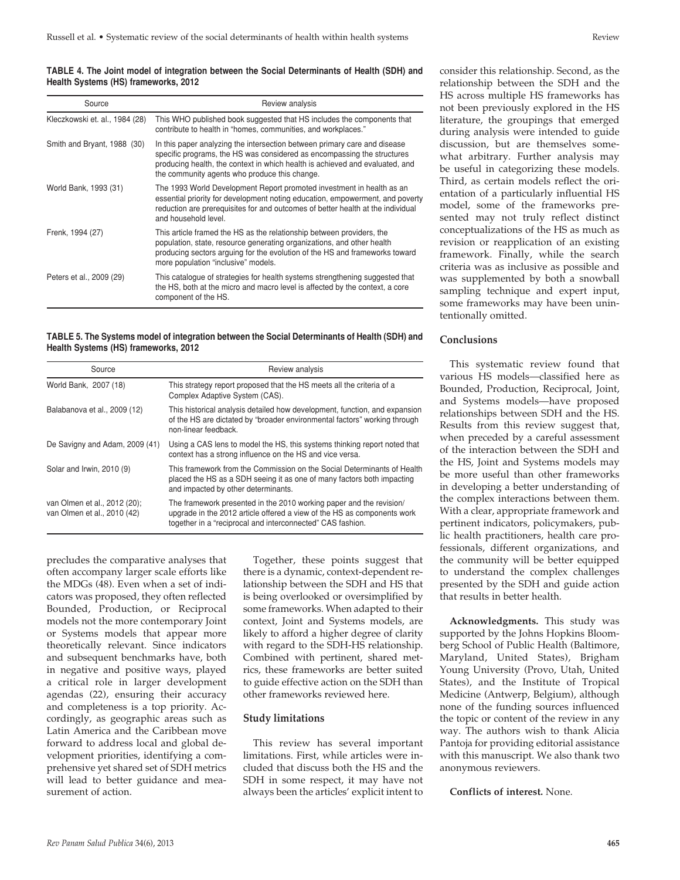**TABLE 4. The Joint model of integration between the Social Determinants of Health (SDH) and Health Systems (HS) frameworks, 2012**

| Source | Review analysis |
|---|---|
| Kleczkowski et. al., 1984 (28) | This WHO published book suggested that HS includes the components that contribute to health in "homes, communities, and workplaces." |
| Smith and Bryant, 1988 (30) | In this paper analyzing the intersection between primary care and disease specific programs, the HS was considered as encompassing the structures producing health, the context in which health is achieved and evaluated, and the community agents who produce this change. |
| World Bank, 1993 (31) | The 1993 World Development Report promoted investment in health as an essential priority for development noting education, empowerment, and poverty reduction are prerequisites for and outcomes of better health at the individual and household level. |
| Frenk, 1994 (27) | This article framed the HS as the relationship between providers, the population, state, resource generating organizations, and other health producing sectors arguing for the evolution of the HS and frameworks toward more population "inclusive" models. |
| Peters et al., 2009 (29) | This catalogue of strategies for health systems strengthening suggested that the HS, both at the micro and macro level is affected by the context, a core component of the HS. |

**TABLE 5. The Systems model of integration between the Social Determinants of Health (SDH) and Health Systems (HS) frameworks, 2012**

| Source | Review analysis |
|---|---|
| World Bank, 2007 (18) | This strategy report proposed that the HS meets all the criteria of a Complex Adaptive System (CAS). |
| Balabanova et al., 2009 (12) | This historical analysis detailed how development, function, and expansion of the HS are dictated by "broader environmental factors" working through non-linear feedback. |
| De Savigny and Adam, 2009 (41) | Using a CAS lens to model the HS, this systems thinking report noted that context has a strong influence on the HS and vice versa. |
| Solar and Irwin, 2010 (9) | This framework from the Commission on the Social Determinants of Health placed the HS as a SDH seeing it as one of many factors both impacting and impacted by other determinants. |
| van Olmen et al., 2012 (20); van Olmen et al., 2010 (42) | The framework presented in the 2010 working paper and the revision/upgrade in the 2012 article offered a view of the HS as components work together in a "reciprocal and interconnected" CAS fashion. |

precludes the comparative analyses that often accompany larger scale efforts like the MDGs (48). Even when a set of indicators was proposed, they often reflected Bounded, Production, or Reciprocal models not the more contemporary Joint or Systems models that appear more theoretically relevant. Since indicators and subsequent benchmarks have, both in negative and positive ways, played a critical role in larger development agendas (22), ensuring their accuracy and completeness is a top priority. Accordingly, as geographic areas such as Latin America and the Caribbean move forward to address local and global development priorities, identifying a comprehensive yet shared set of SDH metrics will lead to better guidance and measurement of action.

Together, these points suggest that there is a dynamic, context-dependent relationship between the SDH and HS that is being overlooked or oversimplified by some frameworks. When adapted to their context, Joint and Systems models, are likely to afford a higher degree of clarity with regard to the SDH-HS relationship. Combined with pertinent, shared metrics, these frameworks are better suited to guide effective action on the SDH than other frameworks reviewed here.

### Study limitations

This review has several important limitations. First, while articles were included that discuss both the HS and the SDH in some respect, it may have not always been the articles' explicit intent to consider this relationship. Second, as the relationship between the SDH and the HS across multiple HS frameworks has not been previously explored in the HS literature, the groupings that emerged during analysis were intended to guide discussion, but are themselves somewhat arbitrary. Further analysis may be useful in categorizing these models. Third, as certain models reflect the orientation of a particularly influential HS model, some of the frameworks presented may not truly reflect distinct conceptualizations of the HS as much as revision or reapplication of an existing framework. Finally, while the search criteria was as inclusive as possible and was supplemented by both a snowball sampling technique and expert input, some frameworks may have been unintentionally omitted.

### Conclusions

This systematic review found that various HS models—classified here as Bounded, Production, Reciprocal, Joint, and Systems models—have proposed relationships between SDH and the HS. Results from this review suggest that, when preceded by a careful assessment of the interaction between the SDH and the HS, Joint and Systems models may be more useful than other frameworks in developing a better understanding of the complex interactions between them. With a clear, appropriate framework and pertinent indicators, policymakers, public health practitioners, health care professionals, different organizations, and the community will be better equipped to understand the complex challenges presented by the SDH and guide action that results in better health.

**Acknowledgments.** This study was supported by the Johns Hopkins Bloomberg School of Public Health (Baltimore, Maryland, United States), Brigham Young University (Provo, Utah, United States), and the Institute of Tropical Medicine (Antwerp, Belgium), although none of the funding sources influenced the topic or content of the review in any way. The authors wish to thank Alicia Pantoja for providing editorial assistance with this manuscript. We also thank two anonymous reviewers.

**Conflicts of interest.** None.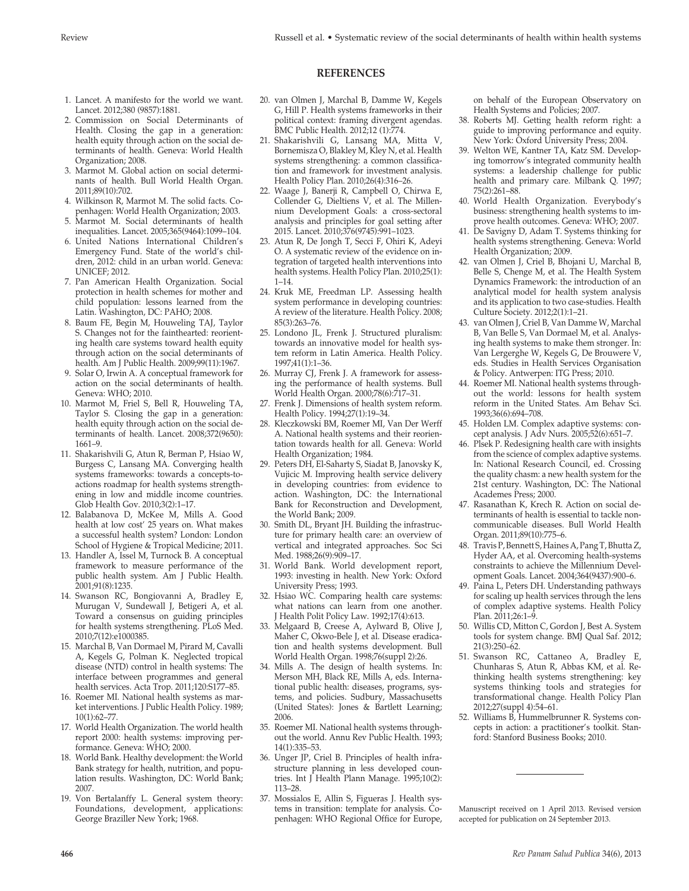## REFERENCES

1. Lancet. A manifesto for the world we want. Lancet. 2012;380 (9857):1881.
2. Commission on Social Determinants of Health. Closing the gap in a generation: health equity through action on the social determinants of health. Geneva: World Health Organization; 2008.
3. Marmot M. Global action on social determinants of health. Bull World Health Organ. 2011;89(10):702.
4. Wilkinson R, Marmot M. The solid facts. Copenhagen: World Health Organization; 2003.
5. Marmot M. Social determinants of health inequalities. Lancet. 2005;365(9464):1099–104.
6. United Nations International Children's Emergency Fund. State of the world's children, 2012: child in an urban world. Geneva: UNICEF; 2012.
7. Pan American Health Organization. Social protection in health schemes for mother and child population: lessons learned from the Latin. Washington, DC: PAHO; 2008.
8. Baum FE, Begin M, Houweling TAJ, Taylor S. Changes not for the fainthearted: reorienting health care systems toward health equity through action on the social determinants of health. Am J Public Health. 2009;99(11):1967.
9. Solar O, Irwin A. A conceptual framework for action on the social determinants of health. Geneva: WHO; 2010.
10. Marmot M, Friel S, Bell R, Houweling TA, Taylor S. Closing the gap in a generation: health equity through action on the social determinants of health. Lancet. 2008;372(9650): 1661–9.
11. Shakarishvili G, Atun R, Berman P, Hsiao W, Burgess C, Lansang MA. Converging health systems frameworks: towards a concepts-to-actions roadmap for health systems strengthening in low and middle income countries. Glob Health Gov. 2010;3(2):1–17.
12. Balabanova D, McKee M, Mills A. Good health at low cost' 25 years on. What makes a successful health system? London: London School of Hygiene & Tropical Medicine; 2011.
13. Handler A, Issel M, Turnock B. A conceptual framework to measure performance of the public health system. Am J Public Health. 2001;91(8):1235.
14. Swanson RC, Bongiovanni A, Bradley E, Murugan V, Sundewall J, Betigeri A, et al. Toward a consensus on guiding principles for health systems strengthening. PLoS Med. 2010;7(12):e1000385.
15. Marchal B, Van Dormael M, Pirard M, Cavalli A, Kegels G, Polman K. Neglected tropical disease (NTD) control in health systems: The interface between programmes and general health services. Acta Trop. 2011;120:S177–85.
16. Roemer MI. National health systems as market interventions. J Public Health Policy. 1989; 10(1):62–77.
17. World Health Organization. The world health report 2000: health systems: improving performance. Geneva: WHO; 2000.
18. World Bank. Healthy development: the World Bank strategy for health, nutrition, and population results. Washington, DC: World Bank; 2007.
19. Von Bertalanffy L. General system theory: Foundations, development, applications: George Braziller New York; 1968.
20. van Olmen J, Marchal B, Damme W, Kegels G, Hill P. Health systems frameworks in their political context: framing divergent agendas. BMC Public Health. 2012;12 (1):774.
21. Shakarishvili G, Lansang MA, Mitta V, Bornemisza O, Blakley M, Kley N, et al. Health systems strengthening: a common classification and framework for investment analysis. Health Policy Plan. 2010;26(4):316–26.
22. Waage J, Banerji R, Campbell O, Chirwa E, Collender G, Dieltiens V, et al. The Millennium Development Goals: a cross-sectoral analysis and principles for goal setting after 2015. Lancet. 2010;376(9745):991–1023.
23. Atun R, De Jongh T, Secci F, Ohiri K, Adeyi O. A systematic review of the evidence on integration of targeted health interventions into health systems. Health Policy Plan. 2010;25(1): 1–14.
24. Kruk ME, Freedman LP. Assessing health system performance in developing countries: A review of the literature. Health Policy. 2008; 85(3):263–76.
25. Londono JL, Frenk J. Structured pluralism: towards an innovative model for health system reform in Latin America. Health Policy. 1997;41(1):1–36.
26. Murray CJ, Frenk J. A framework for assessing the performance of health systems. Bull World Health Organ. 2000;78(6):717–31.
27. Frenk J. Dimensions of health system reform. Health Policy. 1994;27(1):19–34.
28. Kleczkowski BM, Roemer MI, Van Der Werff A. National health systems and their reorientation towards health for all. Geneva: World Health Organization; 1984.
29. Peters DH, El-Saharty S, Siadat B, Janovsky K, Vujicic M. Improving health service delivery in developing countries: from evidence to action. Washington, DC: the International Bank for Reconstruction and Development, the World Bank; 2009.
30. Smith DL, Bryant JH. Building the infrastructure for primary health care: an overview of vertical and integrated approaches. Soc Sci Med. 1988;26(9):909–17.
31. World Bank. World development report, 1993: investing in health. New York: Oxford University Press; 1993.
32. Hsiao WC. Comparing health care systems: what nations can learn from one another. J Health Polit Policy Law. 1992;17(4):613.
33. Melgaard B, Creese A, Aylward B, Olive J, Maher C, Okwo-Bele J, et al. Disease eradication and health systems development. Bull World Health Organ. 1998;76(suppl 2):26.
34. Mills A. The design of health systems. In: Merson MH, Black RE, Mills A, eds. International public health: diseases, programs, systems, and policies. Sudbury, Massachusetts (United States): Jones & Bartlett Learning; 2006.
35. Roemer MI. National health systems throughout the world. Annu Rev Public Health. 1993; 14(1):335–53.
36. Unger JP, Criel B. Principles of health infrastructure planning in less developed countries. Int J Health Plann Manage. 1995;10(2): 113–28.
37. Mossialos E, Allin S, Figueras J. Health systems in transition: template for analysis. Copenhagen: WHO Regional Office for Europe, on behalf of the European Observatory on Health Systems and Policies; 2007.
38. Roberts MJ. Getting health reform right: a guide to improving performance and equity. New York: Oxford University Press; 2004.
39. Welton WE, Kantner TA, Katz SM. Developing tomorrow's integrated community health systems: a leadership challenge for public health and primary care. Milbank Q. 1997; 75(2):261–88.
40. World Health Organization. Everybody's business: strengthening health systems to improve health outcomes. Geneva: WHO; 2007.
41. De Savigny D, Adam T. Systems thinking for health systems strengthening. Geneva: World Health Organization; 2009.
42. van Olmen J, Criel B, Bhojani U, Marchal B, Belle S, Chenge M, et al. The Health System Dynamics Framework: the introduction of an analytical model for health system analysis and its application to two case-studies. Health Culture Society. 2012;2(1):1–21.
43. van Olmen J, Criel B, Van Damme W, Marchal B, Van Belle S, Van Dormael M, et al. Analysing health systems to make them stronger. In: Van Lergerghe W, Kegels G, De Brouwere V, eds. Studies in Health Services Organisation & Policy. Antwerpen: ITG Press; 2010.
44. Roemer MI. National health systems throughout the world: lessons for health system reform in the United States. Am Behav Sci. 1993;36(6):694–708.
45. Holden LM. Complex adaptive systems: concept analysis. J Adv Nurs. 2005;52(6):651–7.
46. Plsek P. Redesigning health care with insights from the science of complex adaptive systems. In: National Research Council, ed. Crossing the quality chasm: a new health system for the 21st century. Washington, DC: The National Academes Press; 2000.
47. Rasanathan K, Krech R. Action on social determinants of health is essential to tackle noncommunicable diseases. Bull World Health Organ. 2011;89(10):775–6.
48. Travis P, Bennett S, Haines A, Pang T, Bhutta Z, Hyder AA, et al. Overcoming health-systems constraints to achieve the Millennium Development Goals. Lancet. 2004;364(9437):900–6.
49. Paina L, Peters DH. Understanding pathways for scaling up health services through the lens of complex adaptive systems. Health Policy Plan. 2011;26:1–9.
50. Willis CD, Mitton C, Gordon J, Best A. System tools for system change. BMJ Qual Saf. 2012; 21(3):250–62.
51. Swanson RC, Cattaneo A, Bradley E, Chunharas S, Atun R, Abbas KM, et al. Rethinking health systems strengthening: key systems thinking tools and strategies for transformational change. Health Policy Plan 2012;27(suppl 4):54–61.
52. Williams B, Hummelbrunner R. Systems concepts in action: a practitioner's toolkit. Stanford: Stanford Business Books; 2010.

---

Manuscript received on 1 April 2013. Revised version accepted for publication on 24 September 2013.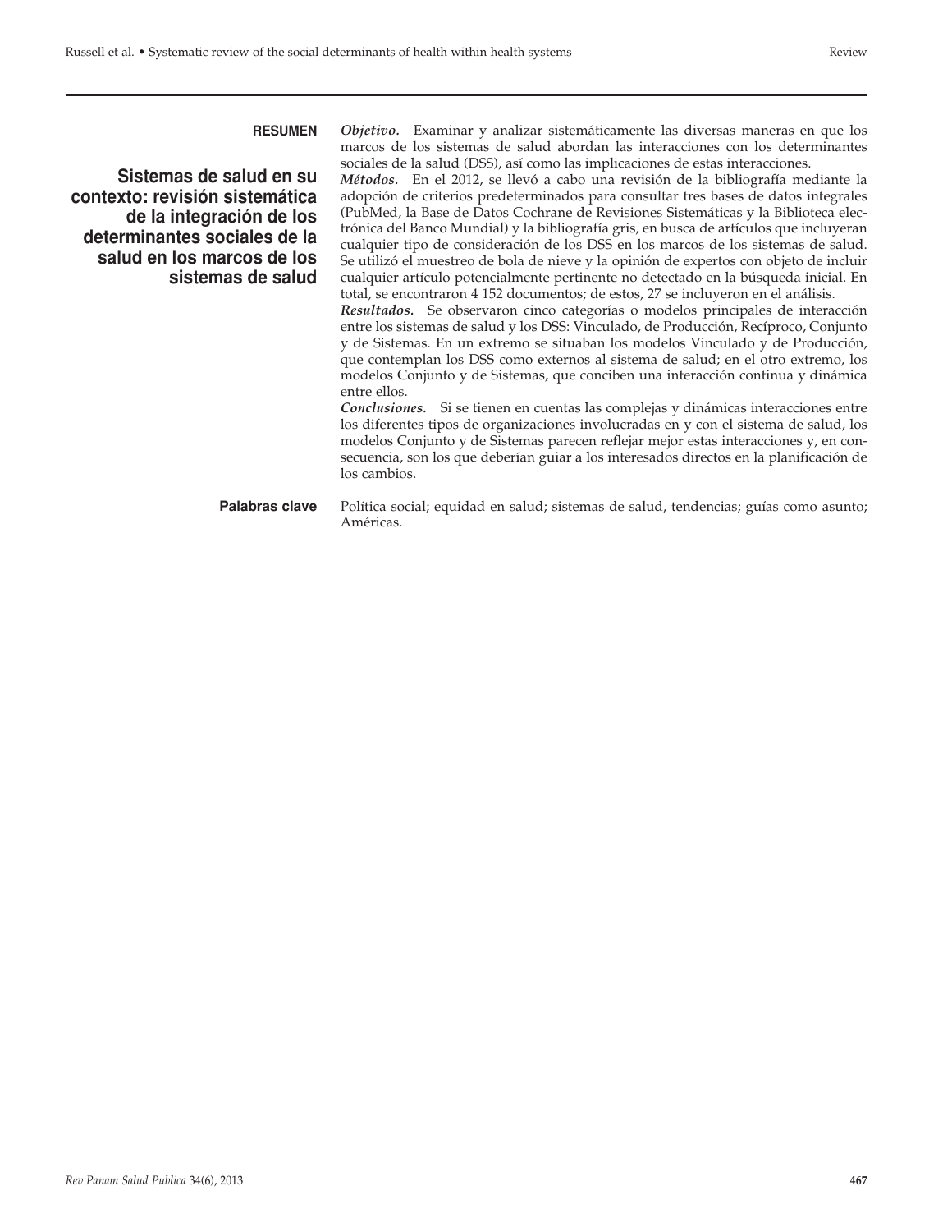**RESUMEN**

## Sistemas de salud en su contexto: revisión sistemática de la integración de los determinantes sociales de la salud en los marcos de los sistemas de salud

***Objetivo.*** Examinar y analizar sistemáticamente las diversas maneras en que los marcos de los sistemas de salud abordan las interacciones con los determinantes sociales de la salud (DSS), así como las implicaciones de estas interacciones.

***Métodos.*** En el 2012, se llevó a cabo una revisión de la bibliografía mediante la adopción de criterios predeterminados para consultar tres bases de datos integrales (PubMed, la Base de Datos Cochrane de Revisiones Sistemáticas y la Biblioteca electrónica del Banco Mundial) y la bibliografía gris, en busca de artículos que incluyeran cualquier tipo de consideración de los DSS en los marcos de los sistemas de salud. Se utilizó el muestreo de bola de nieve y la opinión de expertos con objeto de incluir cualquier artículo potencialmente pertinente no detectado en la búsqueda inicial. En total, se encontraron 4 152 documentos; de estos, 27 se incluyeron en el análisis.

***Resultados.*** Se observaron cinco categorías o modelos principales de interacción entre los sistemas de salud y los DSS: Vinculado, de Producción, Recíproco, Conjunto y de Sistemas. En un extremo se situaban los modelos Vinculado y de Producción, que contemplan los DSS como externos al sistema de salud; en el otro extremo, los modelos Conjunto y de Sistemas, que conciben una interacción continua y dinámica entre ellos.

***Conclusiones.*** Si se tienen en cuentas las complejas y dinámicas interacciones entre los diferentes tipos de organizaciones involucradas en y con el sistema de salud, los modelos Conjunto y de Sistemas parecen reflejar mejor estas interacciones y, en consecuencia, son los que deberían guiar a los interesados directos en la planificación de los cambios.

**Palabras clave** Política social; equidad en salud; sistemas de salud, tendencias; guías como asunto; Américas.